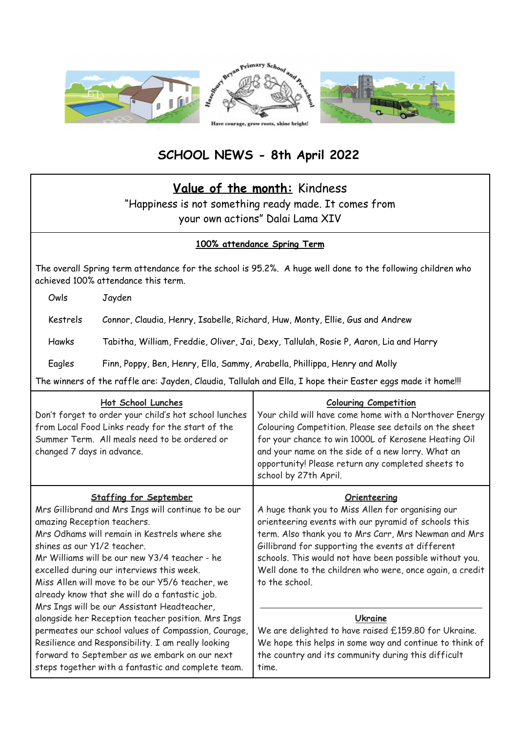Hazelbury Bryan Primary School and Pre-school

Have courage, grow roots, shine bright!

# SCHOOL NEWS - 8th April 2022

## Value of the month: Kindness

"Happiness is not something ready made. It comes from your own actions" Dalai Lama XIV

### 100% attendance Spring Term

The overall Spring term attendance for the school is 95.2%. A huge well done to the following children who achieved 100% attendance this term.

| | |
|---|---|
| Owls | Jayden |
| Kestrels | Connor, Claudia, Henry, Isabelle, Richard, Huw, Monty, Ellie, Gus and Andrew |
| Hawks | Tabitha, William, Freddie, Oliver, Jai, Dexy, Tallulah, Rosie P, Aaron, Lia and Harry |
| Eagles | Finn, Poppy, Ben, Henry, Ella, Sammy, Arabella, Phillippa, Henry and Molly |

The winners of the raffle are: Jayden, Claudia, Tallulah and Ella, I hope their Easter eggs made it home!!!

### Hot School Lunches

Don't forget to order your child's hot school lunches from Local Food Links ready for the start of the Summer Term. All meals need to be ordered or changed 7 days in advance.

### Colouring Competition

Your child will have come home with a Northover Energy Colouring Competition. Please see details on the sheet for your chance to win 1000L of Kerosene Heating Oil and your name on the side of a new lorry. What an opportunity! Please return any completed sheets to school by 27th April.

### Staffing for September

Mrs Gillibrand and Mrs Ings will continue to be our amazing Reception teachers.
Mrs Odhams will remain in Kestrels where she shines as our Y1/2 teacher.
Mr Williams will be our new Y3/4 teacher - he excelled during our interviews this week.
Miss Allen will move to be our Y5/6 teacher, we already know that she will do a fantastic job.
Mrs Ings will be our Assistant Headteacher, alongside her Reception teacher position. Mrs Ings permeates our school values of Compassion, Courage, Resilience and Responsibility. I am really looking forward to September as we embark on our next steps together with a fantastic and complete team.

### Orienteering

A huge thank you to Miss Allen for organising our orienteering events with our pyramid of schools this term. Also thank you to Mrs Carr, Mrs Newman and Mrs Gillibrand for supporting the events at different schools. This would not have been possible without you. Well done to the children who were, once again, a credit to the school.

### Ukraine

We are delighted to have raised £159.80 for Ukraine. We hope this helps in some way and continue to think of the country and its community during this difficult time.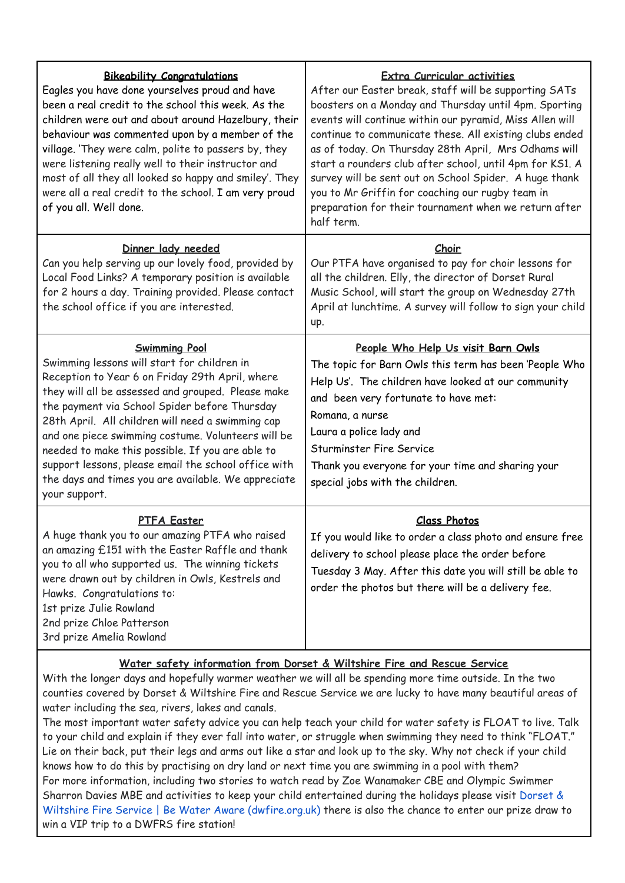## Bikeability Congratulations

Eagles you have done yourselves proud and have been a real credit to the school this week. As the children were out and about around Hazelbury, their behaviour was commented upon by a member of the village. 'They were calm, polite to passers by, they were listening really well to their instructor and most of all they all looked so happy and smiley'. They were all a real credit to the school. I am very proud of you all. Well done.

## Extra Curricular activities

After our Easter break, staff will be supporting SATs boosters on a Monday and Thursday until 4pm. Sporting events will continue within our pyramid, Miss Allen will continue to communicate these. All existing clubs ended as of today. On Thursday 28th April, Mrs Odhams will start a rounders club after school, until 4pm for KS1. A survey will be sent out on School Spider. A huge thank you to Mr Griffin for coaching our rugby team in preparation for their tournament when we return after half term.

## Dinner lady needed

Can you help serving up our lovely food, provided by Local Food Links? A temporary position is available for 2 hours a day. Training provided. Please contact the school office if you are interested.

## Choir

Our PTFA have organised to pay for choir lessons for all the children. Elly, the director of Dorset Rural Music School, will start the group on Wednesday 27th April at lunchtime. A survey will follow to sign your child up.

## Swimming Pool

Swimming lessons will start for children in Reception to Year 6 on Friday 29th April, where they will all be assessed and grouped. Please make the payment via School Spider before Thursday 28th April. All children will need a swimming cap and one piece swimming costume. Volunteers will be needed to make this possible. If you are able to support lessons, please email the school office with the days and times you are available. We appreciate your support.

## People Who Help Us visit Barn Owls

The topic for Barn Owls this term has been 'People Who Help Us'. The children have looked at our community and been very fortunate to have met:

Romana, a nurse

Laura a police lady and

Sturminster Fire Service

Thank you everyone for your time and sharing your special jobs with the children.

## PTFA Easter

A huge thank you to our amazing PTFA who raised an amazing £151 with the Easter Raffle and thank you to all who supported us. The winning tickets were drawn out by children in Owls, Kestrels and Hawks. Congratulations to:

1st prize Julie Rowland

2nd prize Chloe Patterson

3rd prize Amelia Rowland

## Class Photos

If you would like to order a class photo and ensure free delivery to school please place the order before Tuesday 3 May. After this date you will still be able to order the photos but there will be a delivery fee.

## Water safety information from Dorset & Wiltshire Fire and Rescue Service

With the longer days and hopefully warmer weather we will all be spending more time outside. In the two counties covered by Dorset & Wiltshire Fire and Rescue Service we are lucky to have many beautiful areas of water including the sea, rivers, lakes and canals.

The most important water safety advice you can help teach your child for water safety is FLOAT to live. Talk to your child and explain if they ever fall into water, or struggle when swimming they need to think "FLOAT." Lie on their back, put their legs and arms out like a star and look up to the sky. Why not check if your child knows how to do this by practising on dry land or next time you are swimming in a pool with them?

For more information, including two stories to watch read by Zoe Wanamaker CBE and Olympic Swimmer Sharron Davies MBE and activities to keep your child entertained during the holidays please visit Dorset & Wiltshire Fire Service | Be Water Aware (dwfire.org.uk) there is also the chance to enter our prize draw to win a VIP trip to a DWFRS fire station!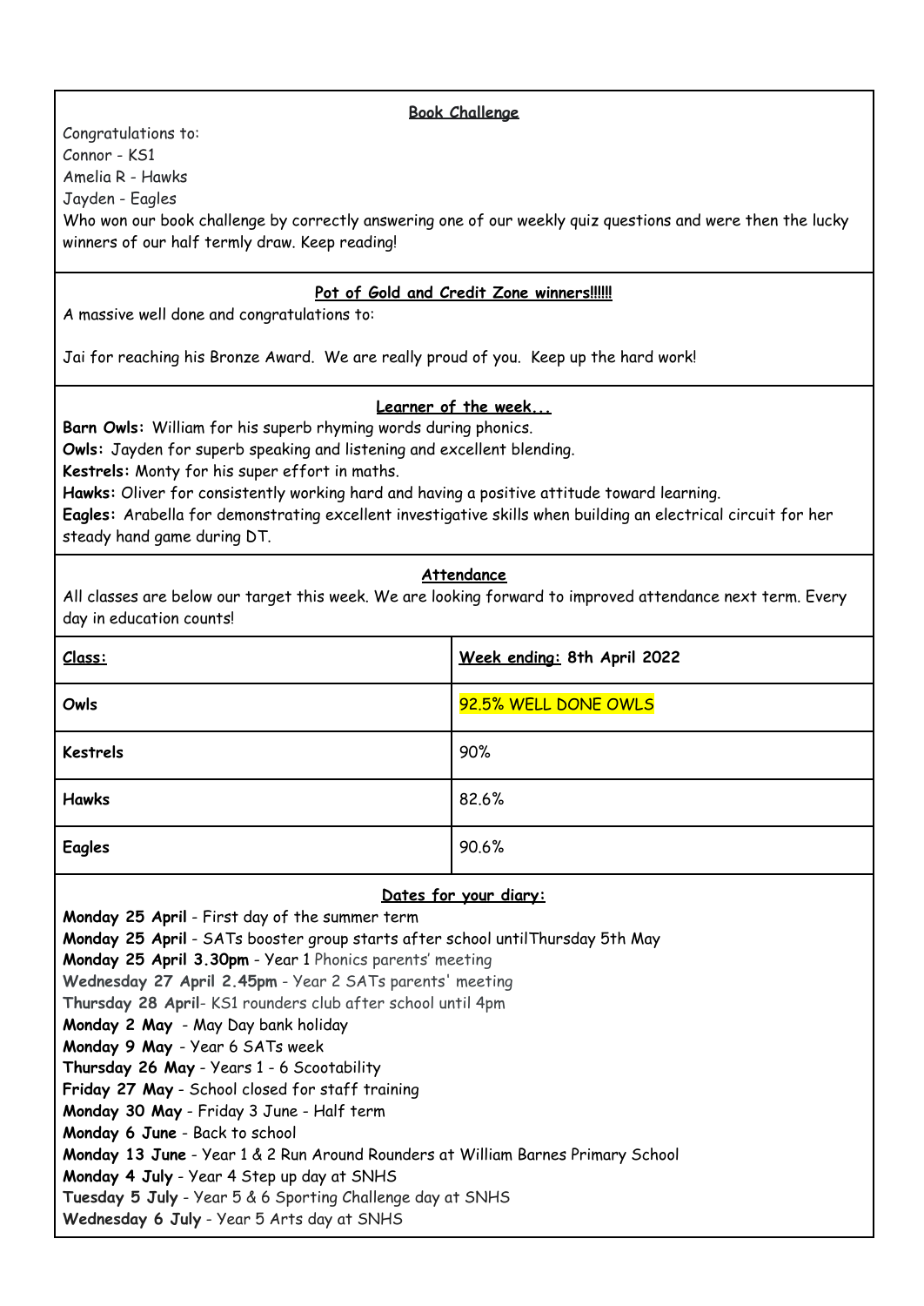### Book Challenge

Congratulations to:
Connor - KS1
Amelia R - Hawks
Jayden - Eagles
Who won our book challenge by correctly answering one of our weekly quiz questions and were then the lucky winners of our half termly draw. Keep reading!

### Pot of Gold and Credit Zone winners!!!!!!

A massive well done and congratulations to:

Jai for reaching his Bronze Award. We are really proud of you. Keep up the hard work!

### Learner of the week...

**Barn Owls:** William for his superb rhyming words during phonics.
**Owls:** Jayden for superb speaking and listening and excellent blending.
**Kestrels:** Monty for his super effort in maths.
**Hawks:** Oliver for consistently working hard and having a positive attitude toward learning.
**Eagles:** Arabella for demonstrating excellent investigative skills when building an electrical circuit for her steady hand game during DT.

### Attendance

All classes are below our target this week. We are looking forward to improved attendance next term. Every day in education counts!

| Class: | Week ending: 8th April 2022 |
|---|---|
| **Owls** | 92.5% WELL DONE OWLS |
| **Kestrels** | 90% |
| **Hawks** | 82.6% |
| **Eagles** | 90.6% |

### Dates for your diary:

**Monday 25 April** - First day of the summer term
**Monday 25 April** - SATs booster group starts after school untilThursday 5th May
**Monday 25 April 3.30pm** - Year 1 Phonics parents' meeting
**Wednesday 27 April 2.45pm** - Year 2 SATs parents' meeting
**Thursday 28 April**- KS1 rounders club after school until 4pm
**Monday 2 May** - May Day bank holiday
**Monday 9 May** - Year 6 SATs week
**Thursday 26 May** - Years 1 - 6 Scootability
**Friday 27 May** - School closed for staff training
**Monday 30 May** - Friday 3 June - Half term
**Monday 6 June** - Back to school
**Monday 13 June** - Year 1 & 2 Run Around Rounders at William Barnes Primary School
**Monday 4 July** - Year 4 Step up day at SNHS
**Tuesday 5 July** - Year 5 & 6 Sporting Challenge day at SNHS
**Wednesday 6 July** - Year 5 Arts day at SNHS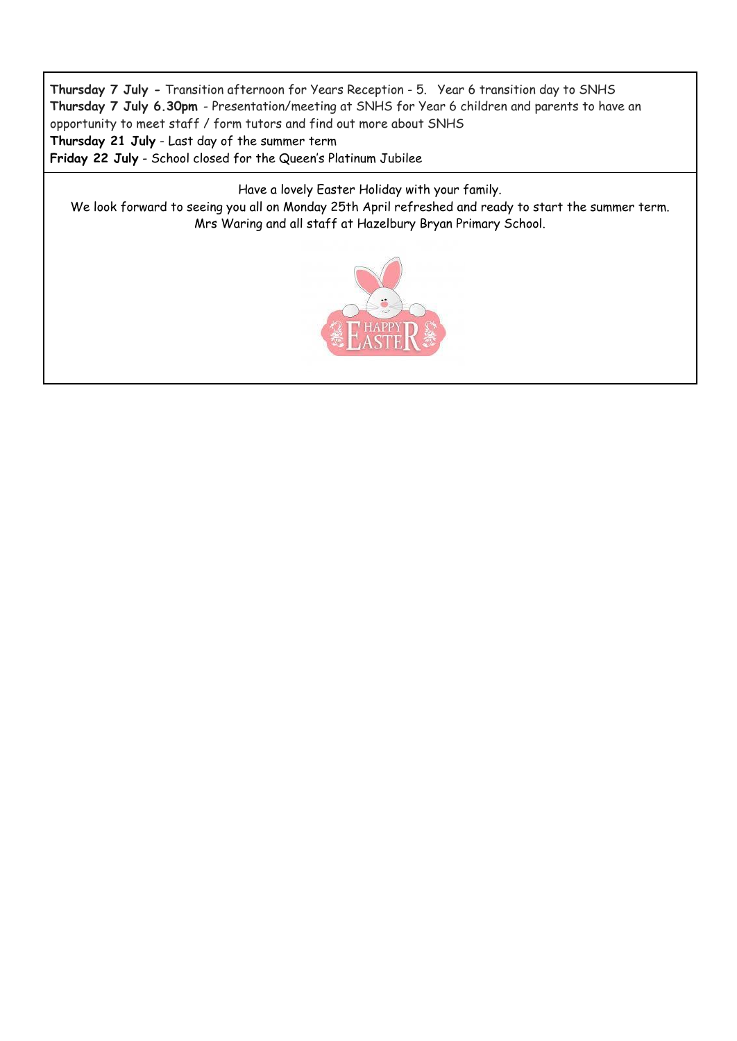**Thursday 7 July -** Transition afternoon for Years Reception - 5. Year 6 transition day to SNHS
**Thursday 7 July 6.30pm** - Presentation/meeting at SNHS for Year 6 children and parents to have an opportunity to meet staff / form tutors and find out more about SNHS
**Thursday 21 July** - Last day of the summer term
**Friday 22 July** - School closed for the Queen's Platinum Jubilee

Have a lovely Easter Holiday with your family.
We look forward to seeing you all on Monday 25th April refreshed and ready to start the summer term.
Mrs Waring and all staff at Hazelbury Bryan Primary School.